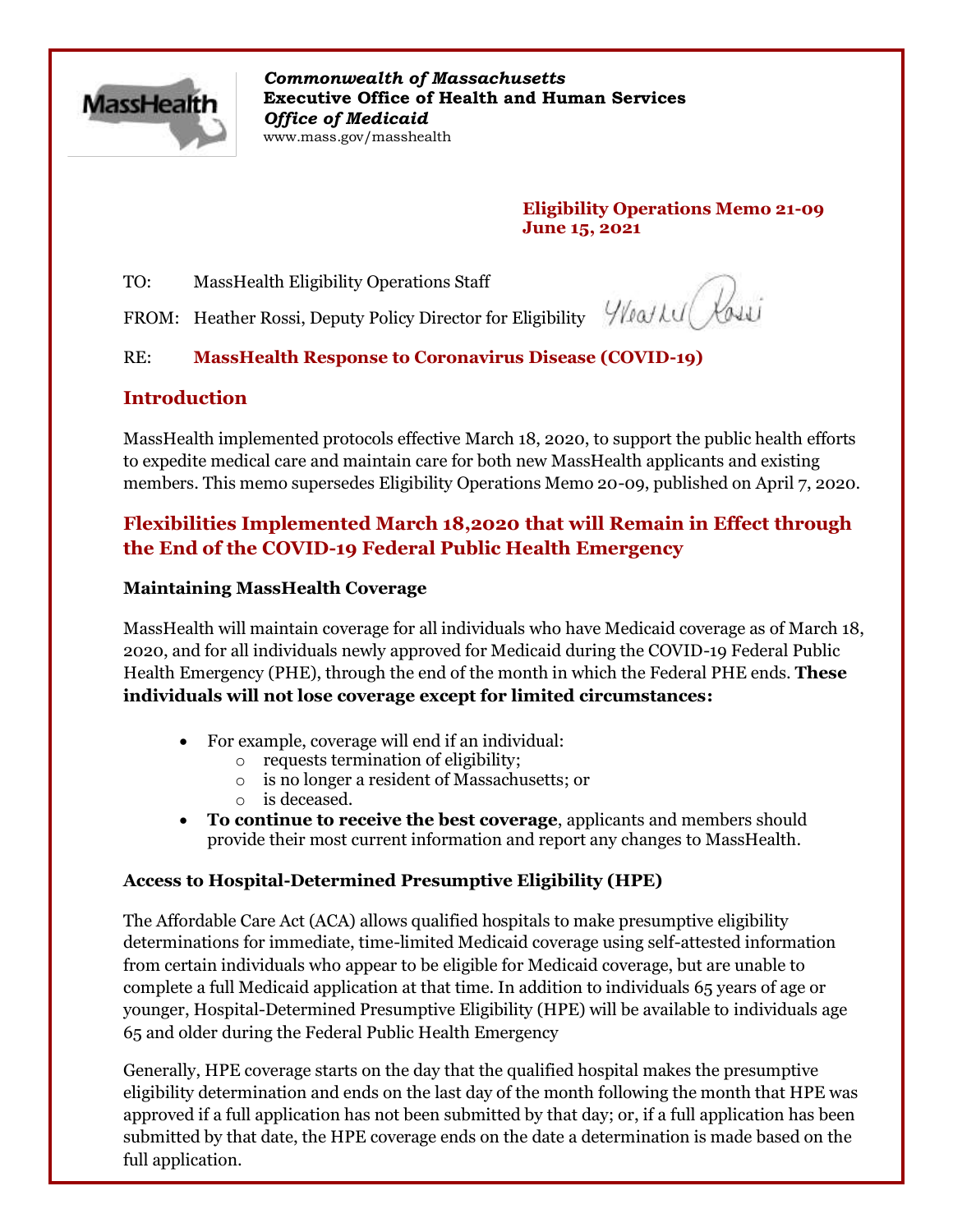*Commonwealth of Massachusetts*
**Executive Office of Health and Human Services**
***Office of Medicaid***
www.mass.gov/masshealth

**Eligibility Operations Memo 21-09**
**June 15, 2021**

TO: MassHealth Eligibility Operations Staff

FROM: Heather Rossi, Deputy Policy Director for Eligibility

RE: **MassHealth Response to Coronavirus Disease (COVID-19)**

## Introduction

MassHealth implemented protocols effective March 18, 2020, to support the public health efforts to expedite medical care and maintain care for both new MassHealth applicants and existing members. This memo supersedes Eligibility Operations Memo 20-09, published on April 7, 2020.

## Flexibilities Implemented March 18,2020 that will Remain in Effect through the End of the COVID-19 Federal Public Health Emergency

### Maintaining MassHealth Coverage

MassHealth will maintain coverage for all individuals who have Medicaid coverage as of March 18, 2020, and for all individuals newly approved for Medicaid during the COVID-19 Federal Public Health Emergency (PHE), through the end of the month in which the Federal PHE ends. **These individuals will not lose coverage except for limited circumstances:**

- For example, coverage will end if an individual:
  - requests termination of eligibility;
  - is no longer a resident of Massachusetts; or
  - is deceased.
- **To continue to receive the best coverage**, applicants and members should provide their most current information and report any changes to MassHealth.

### Access to Hospital-Determined Presumptive Eligibility (HPE)

The Affordable Care Act (ACA) allows qualified hospitals to make presumptive eligibility determinations for immediate, time-limited Medicaid coverage using self-attested information from certain individuals who appear to be eligible for Medicaid coverage, but are unable to complete a full Medicaid application at that time. In addition to individuals 65 years of age or younger, Hospital-Determined Presumptive Eligibility (HPE) will be available to individuals age 65 and older during the Federal Public Health Emergency

Generally, HPE coverage starts on the day that the qualified hospital makes the presumptive eligibility determination and ends on the last day of the month following the month that HPE was approved if a full application has not been submitted by that day; or, if a full application has been submitted by that date, the HPE coverage ends on the date a determination is made based on the full application.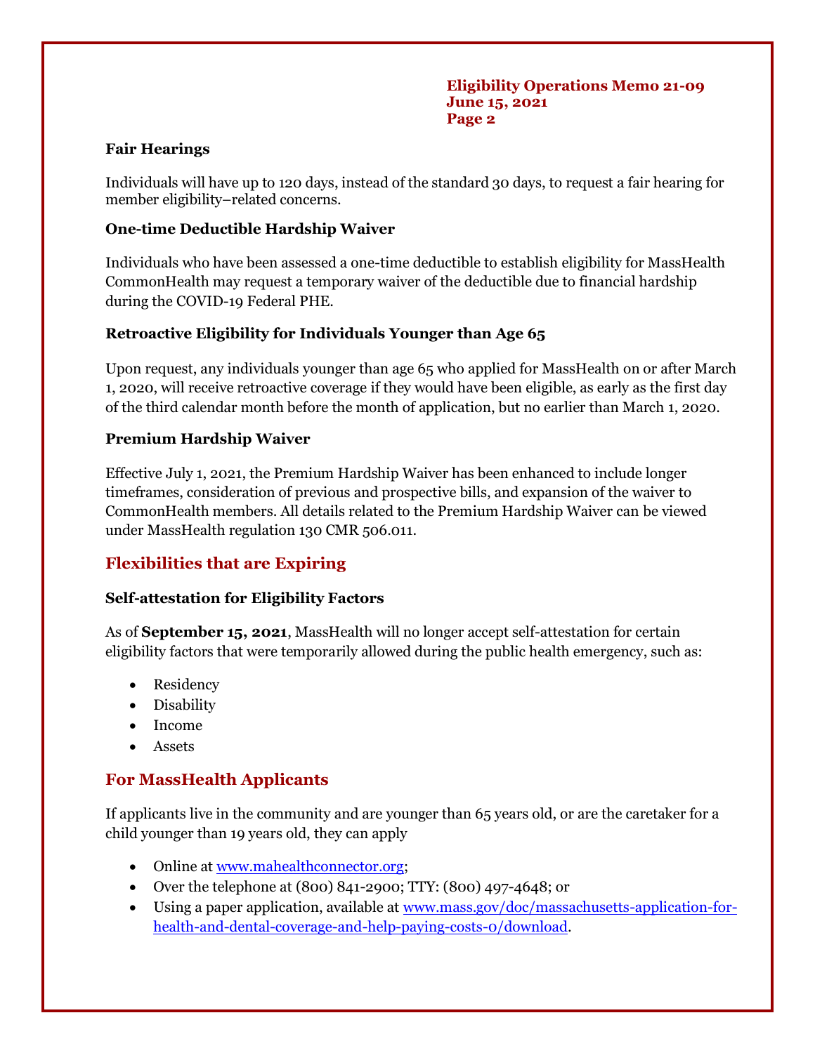### Fair Hearings

Individuals will have up to 120 days, instead of the standard 30 days, to request a fair hearing for member eligibility–related concerns.

### One-time Deductible Hardship Waiver

Individuals who have been assessed a one-time deductible to establish eligibility for MassHealth CommonHealth may request a temporary waiver of the deductible due to financial hardship during the COVID-19 Federal PHE.

### Retroactive Eligibility for Individuals Younger than Age 65

Upon request, any individuals younger than age 65 who applied for MassHealth on or after March 1, 2020, will receive retroactive coverage if they would have been eligible, as early as the first day of the third calendar month before the month of application, but no earlier than March 1, 2020.

### Premium Hardship Waiver

Effective July 1, 2021, the Premium Hardship Waiver has been enhanced to include longer timeframes, consideration of previous and prospective bills, and expansion of the waiver to CommonHealth members. All details related to the Premium Hardship Waiver can be viewed under MassHealth regulation 130 CMR 506.011.

## Flexibilities that are Expiring

### Self-attestation for Eligibility Factors

As of **September 15, 2021**, MassHealth will no longer accept self-attestation for certain eligibility factors that were temporarily allowed during the public health emergency, such as:

- Residency
- Disability
- Income
- Assets

## For MassHealth Applicants

If applicants live in the community and are younger than 65 years old, or are the caretaker for a child younger than 19 years old, they can apply

- Online at www.mahealthconnector.org;
- Over the telephone at (800) 841-2900; TTY: (800) 497-4648; or
- Using a paper application, available at www.mass.gov/doc/massachusetts-application-for-health-and-dental-coverage-and-help-paying-costs-0/download.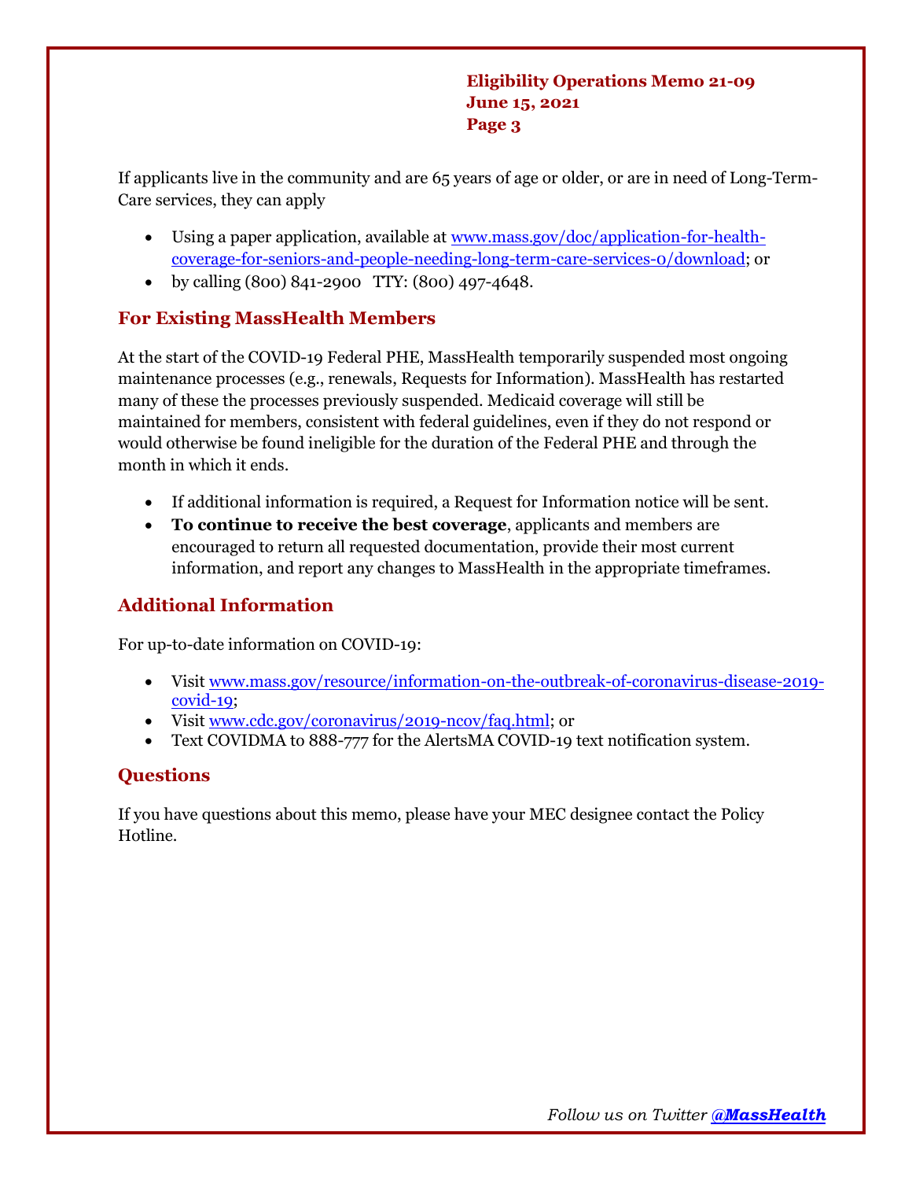If applicants live in the community and are 65 years of age or older, or are in need of Long-Term-Care services, they can apply

- Using a paper application, available at [www.mass.gov/doc/application-for-health-coverage-for-seniors-and-people-needing-long-term-care-services-0/download](http://www.mass.gov/doc/application-for-health-coverage-for-seniors-and-people-needing-long-term-care-services-0/download); or
- by calling (800) 841-2900 TTY: (800) 497-4648.

## For Existing MassHealth Members

At the start of the COVID-19 Federal PHE, MassHealth temporarily suspended most ongoing maintenance processes (e.g., renewals, Requests for Information). MassHealth has restarted many of these the processes previously suspended. Medicaid coverage will still be maintained for members, consistent with federal guidelines, even if they do not respond or would otherwise be found ineligible for the duration of the Federal PHE and through the month in which it ends.

- If additional information is required, a Request for Information notice will be sent.
- **To continue to receive the best coverage**, applicants and members are encouraged to return all requested documentation, provide their most current information, and report any changes to MassHealth in the appropriate timeframes.

## Additional Information

For up-to-date information on COVID-19:

- Visit [www.mass.gov/resource/information-on-the-outbreak-of-coronavirus-disease-2019-covid-19](http://www.mass.gov/resource/information-on-the-outbreak-of-coronavirus-disease-2019-covid-19);
- Visit [www.cdc.gov/coronavirus/2019-ncov/faq.html](http://www.cdc.gov/coronavirus/2019-ncov/faq.html); or
- Text COVIDMA to 888-777 for the AlertsMA COVID-19 text notification system.

## Questions

If you have questions about this memo, please have your MEC designee contact the Policy Hotline.

*Follow us on Twitter **@MassHealth***